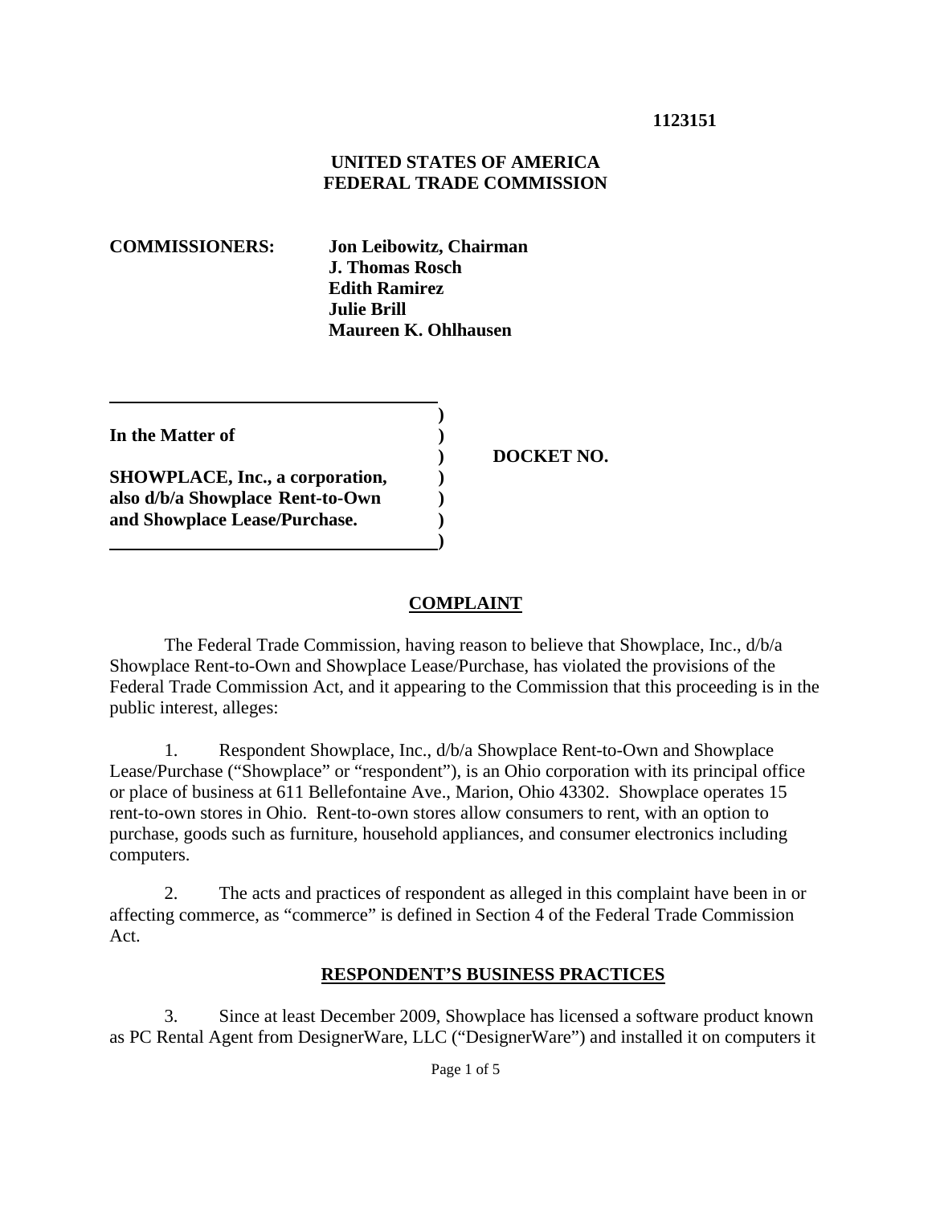**1123151**

**UNITED STATES OF AMERICA**
**FEDERAL TRADE COMMISSION**

**COMMISSIONERS:** **Jon Leibowitz, Chairman**
**J. Thomas Rosch**
**Edith Ramirez**
**Julie Brill**
**Maureen K. Ohlhausen**

| | | |
|---|---|---|
| **In the Matter of** | ) | |
| | ) | **DOCKET NO.** |
| **SHOWPLACE, Inc., a corporation, also d/b/a Showplace Rent-to-Own and Showplace Lease/Purchase.** | ) | |

## COMPLAINT

The Federal Trade Commission, having reason to believe that Showplace, Inc., d/b/a Showplace Rent-to-Own and Showplace Lease/Purchase, has violated the provisions of the Federal Trade Commission Act, and it appearing to the Commission that this proceeding is in the public interest, alleges:

1. Respondent Showplace, Inc., d/b/a Showplace Rent-to-Own and Showplace Lease/Purchase ("Showplace" or "respondent"), is an Ohio corporation with its principal office or place of business at 611 Bellefontaine Ave., Marion, Ohio 43302. Showplace operates 15 rent-to-own stores in Ohio. Rent-to-own stores allow consumers to rent, with an option to purchase, goods such as furniture, household appliances, and consumer electronics including computers.

2. The acts and practices of respondent as alleged in this complaint have been in or affecting commerce, as "commerce" is defined in Section 4 of the Federal Trade Commission Act.

## RESPONDENT'S BUSINESS PRACTICES

3. Since at least December 2009, Showplace has licensed a software product known as PC Rental Agent from DesignerWare, LLC ("DesignerWare") and installed it on computers it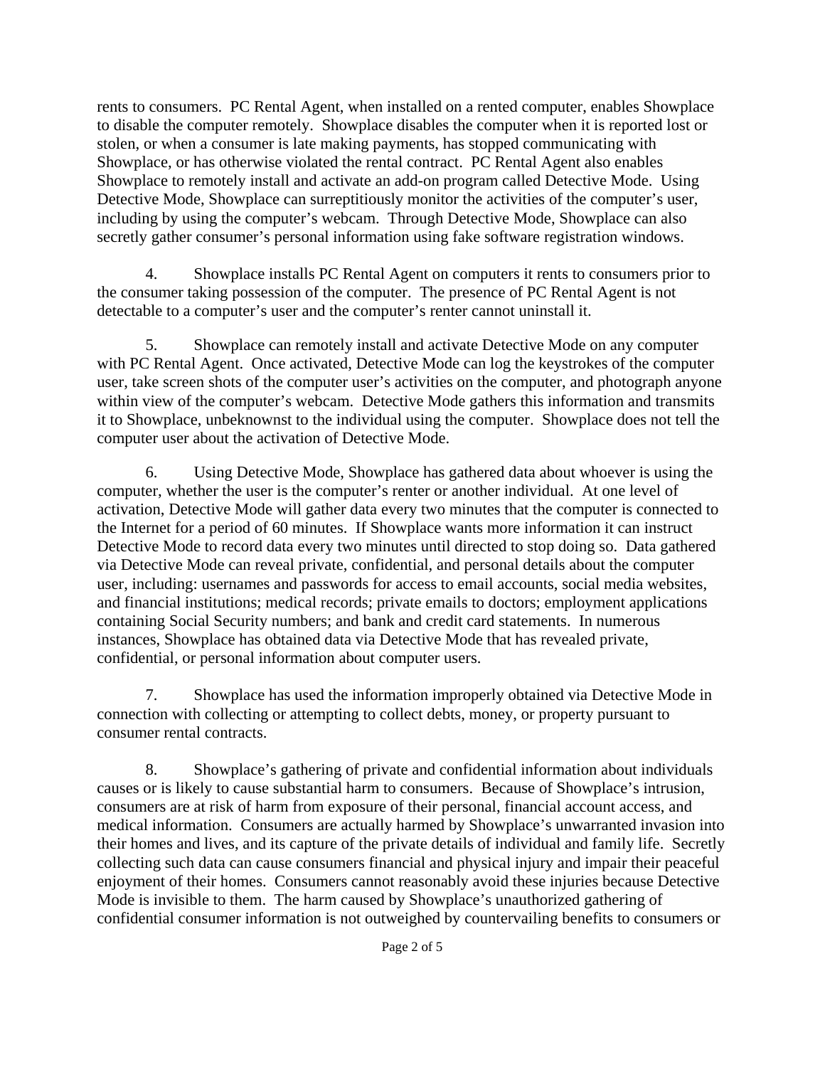rents to consumers. PC Rental Agent, when installed on a rented computer, enables Showplace to disable the computer remotely. Showplace disables the computer when it is reported lost or stolen, or when a consumer is late making payments, has stopped communicating with Showplace, or has otherwise violated the rental contract. PC Rental Agent also enables Showplace to remotely install and activate an add-on program called Detective Mode. Using Detective Mode, Showplace can surreptitiously monitor the activities of the computer's user, including by using the computer's webcam. Through Detective Mode, Showplace can also secretly gather consumer's personal information using fake software registration windows.

4. Showplace installs PC Rental Agent on computers it rents to consumers prior to the consumer taking possession of the computer. The presence of PC Rental Agent is not detectable to a computer's user and the computer's renter cannot uninstall it.

5. Showplace can remotely install and activate Detective Mode on any computer with PC Rental Agent. Once activated, Detective Mode can log the keystrokes of the computer user, take screen shots of the computer user's activities on the computer, and photograph anyone within view of the computer's webcam. Detective Mode gathers this information and transmits it to Showplace, unbeknownst to the individual using the computer. Showplace does not tell the computer user about the activation of Detective Mode.

6. Using Detective Mode, Showplace has gathered data about whoever is using the computer, whether the user is the computer's renter or another individual. At one level of activation, Detective Mode will gather data every two minutes that the computer is connected to the Internet for a period of 60 minutes. If Showplace wants more information it can instruct Detective Mode to record data every two minutes until directed to stop doing so. Data gathered via Detective Mode can reveal private, confidential, and personal details about the computer user, including: usernames and passwords for access to email accounts, social media websites, and financial institutions; medical records; private emails to doctors; employment applications containing Social Security numbers; and bank and credit card statements. In numerous instances, Showplace has obtained data via Detective Mode that has revealed private, confidential, or personal information about computer users.

7. Showplace has used the information improperly obtained via Detective Mode in connection with collecting or attempting to collect debts, money, or property pursuant to consumer rental contracts.

8. Showplace's gathering of private and confidential information about individuals causes or is likely to cause substantial harm to consumers. Because of Showplace's intrusion, consumers are at risk of harm from exposure of their personal, financial account access, and medical information. Consumers are actually harmed by Showplace's unwarranted invasion into their homes and lives, and its capture of the private details of individual and family life. Secretly collecting such data can cause consumers financial and physical injury and impair their peaceful enjoyment of their homes. Consumers cannot reasonably avoid these injuries because Detective Mode is invisible to them. The harm caused by Showplace's unauthorized gathering of confidential consumer information is not outweighed by countervailing benefits to consumers or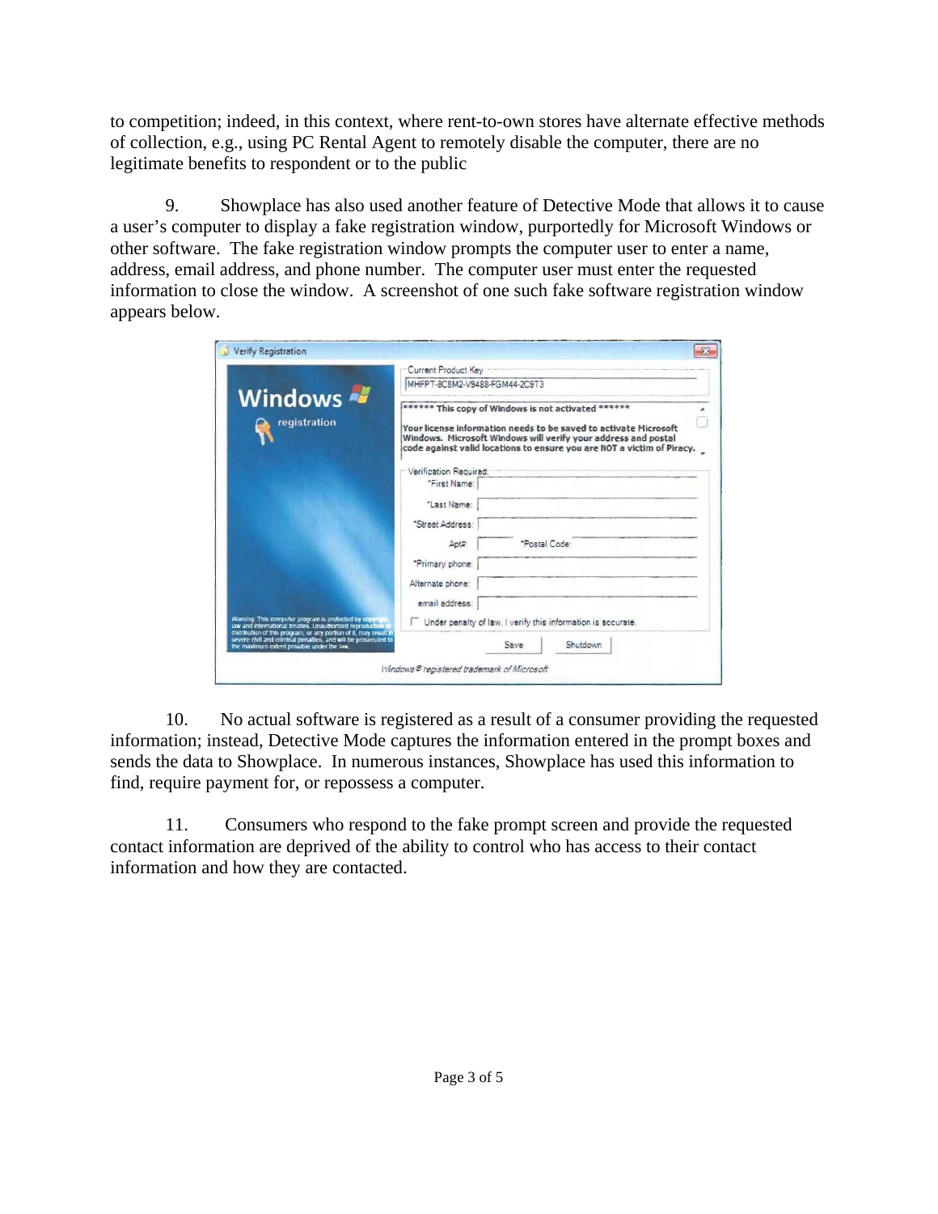to competition; indeed, in this context, where rent-to-own stores have alternate effective methods of collection, e.g., using PC Rental Agent to remotely disable the computer, there are no legitimate benefits to respondent or to the public

9. Showplace has also used another feature of Detective Mode that allows it to cause a user's computer to display a fake registration window, purportedly for Microsoft Windows or other software. The fake registration window prompts the computer user to enter a name, address, email address, and phone number. The computer user must enter the requested information to close the window. A screenshot of one such fake software registration window appears below.

10. No actual software is registered as a result of a consumer providing the requested information; instead, Detective Mode captures the information entered in the prompt boxes and sends the data to Showplace. In numerous instances, Showplace has used this information to find, require payment for, or repossess a computer.

11. Consumers who respond to the fake prompt screen and provide the requested contact information are deprived of the ability to control who has access to their contact information and how they are contacted.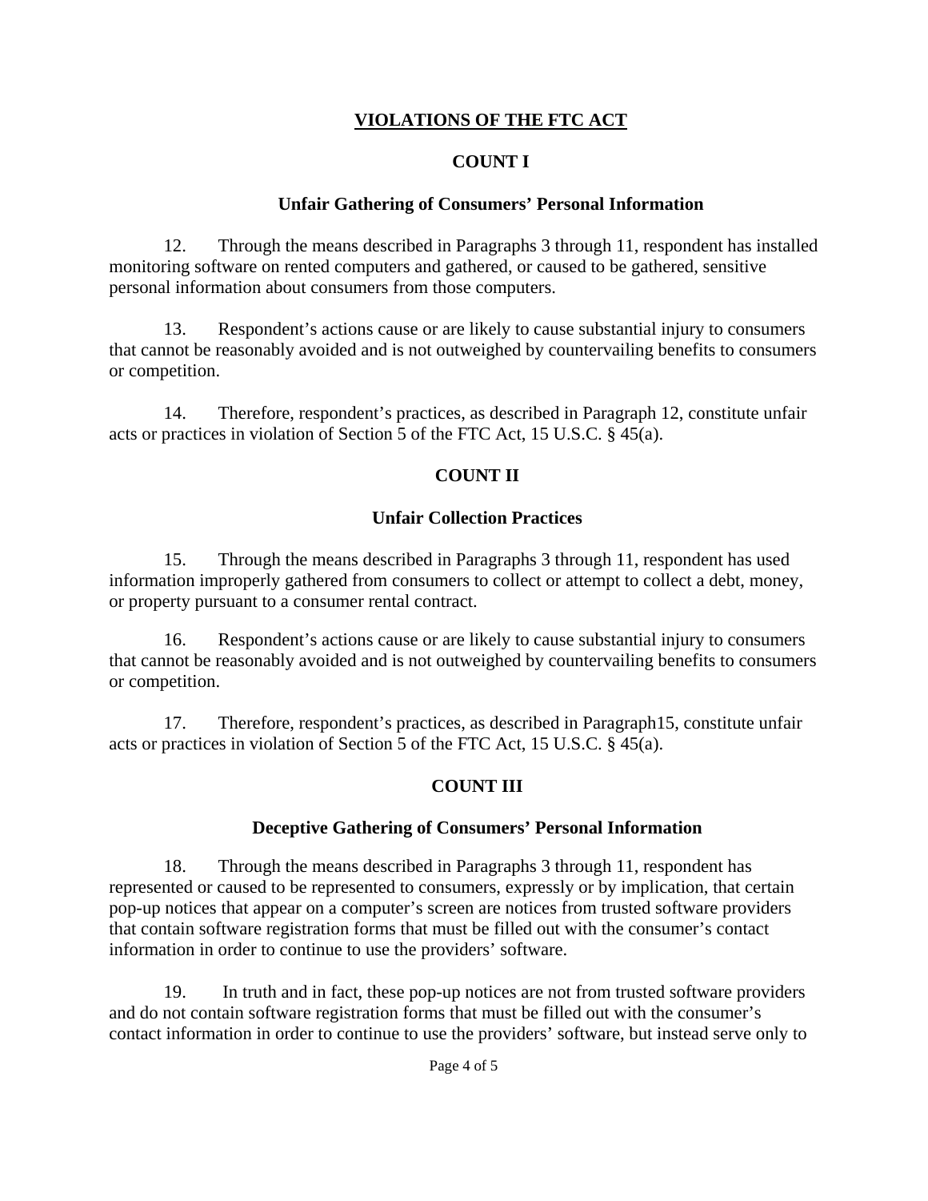## VIOLATIONS OF THE FTC ACT

### COUNT I

### Unfair Gathering of Consumers' Personal Information

12. Through the means described in Paragraphs 3 through 11, respondent has installed monitoring software on rented computers and gathered, or caused to be gathered, sensitive personal information about consumers from those computers.

13. Respondent's actions cause or are likely to cause substantial injury to consumers that cannot be reasonably avoided and is not outweighed by countervailing benefits to consumers or competition.

14. Therefore, respondent's practices, as described in Paragraph 12, constitute unfair acts or practices in violation of Section 5 of the FTC Act, 15 U.S.C. § 45(a).

### COUNT II

### Unfair Collection Practices

15. Through the means described in Paragraphs 3 through 11, respondent has used information improperly gathered from consumers to collect or attempt to collect a debt, money, or property pursuant to a consumer rental contract.

16. Respondent's actions cause or are likely to cause substantial injury to consumers that cannot be reasonably avoided and is not outweighed by countervailing benefits to consumers or competition.

17. Therefore, respondent's practices, as described in Paragraph15, constitute unfair acts or practices in violation of Section 5 of the FTC Act, 15 U.S.C. § 45(a).

### COUNT III

### Deceptive Gathering of Consumers' Personal Information

18. Through the means described in Paragraphs 3 through 11, respondent has represented or caused to be represented to consumers, expressly or by implication, that certain pop-up notices that appear on a computer's screen are notices from trusted software providers that contain software registration forms that must be filled out with the consumer's contact information in order to continue to use the providers' software.

19. In truth and in fact, these pop-up notices are not from trusted software providers and do not contain software registration forms that must be filled out with the consumer's contact information in order to continue to use the providers' software, but instead serve only to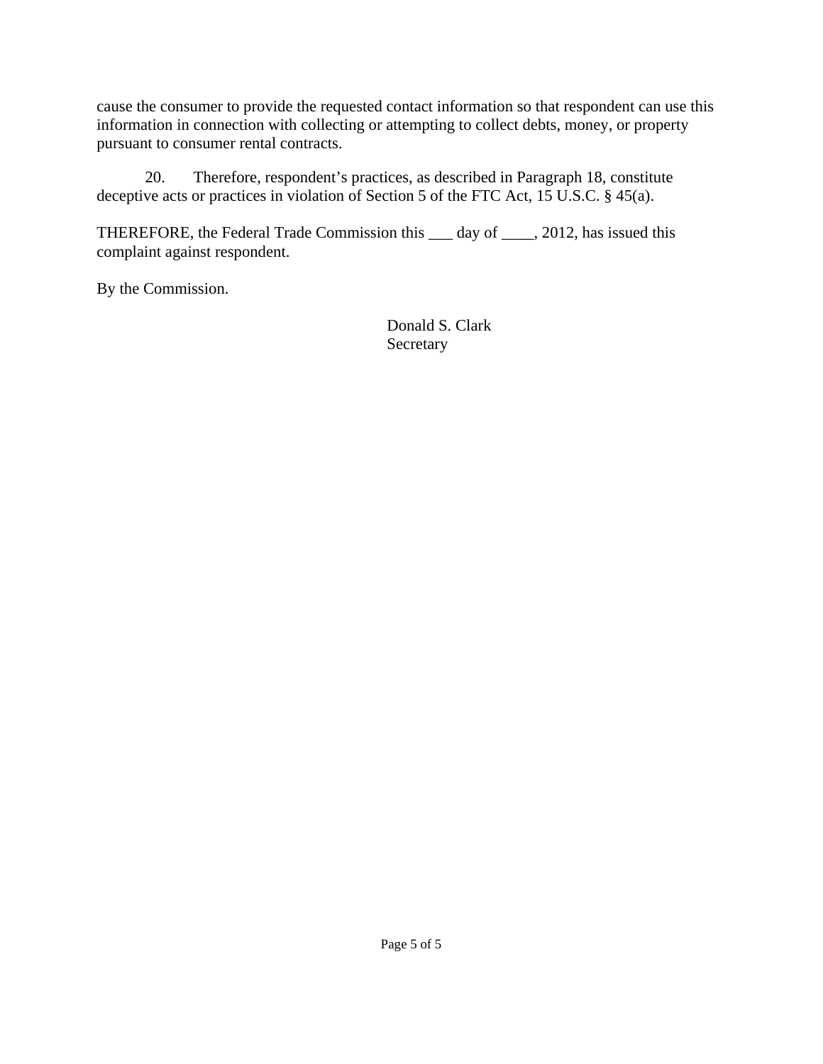cause the consumer to provide the requested contact information so that respondent can use this information in connection with collecting or attempting to collect debts, money, or property pursuant to consumer rental contracts.

20. Therefore, respondent's practices, as described in Paragraph 18, constitute deceptive acts or practices in violation of Section 5 of the FTC Act, 15 U.S.C. § 45(a).

THEREFORE, the Federal Trade Commission this ___ day of ____, 2012, has issued this complaint against respondent.

By the Commission.

Donald S. Clark
Secretary